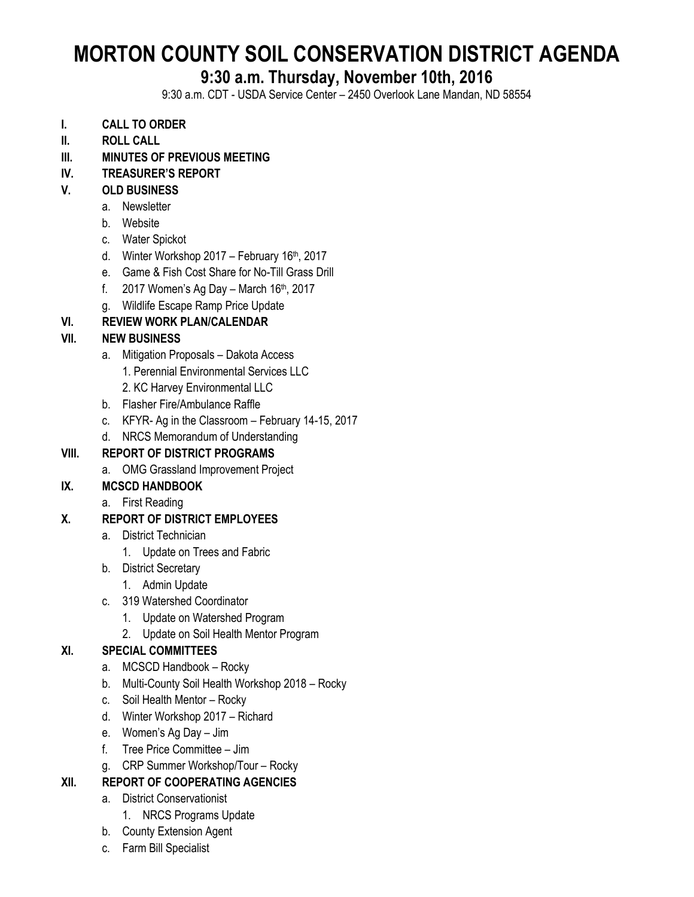# MORTON COUNTY SOIL CONSERVATION DISTRICT AGENDA

## 9:30 a.m. Thursday, November 10th, 2016

9:30 a.m. CDT - USDA Service Center – 2450 Overlook Lane Mandan, ND 58554

**I. CALL TO ORDER**

**II. ROLL CALL**

**III. MINUTES OF PREVIOUS MEETING**

**IV. TREASURER'S REPORT**

**V. OLD BUSINESS**

- a. Newsletter
- b. Website
- c. Water Spickot
- d. Winter Workshop 2017 – February 16th, 2017
- e. Game & Fish Cost Share for No-Till Grass Drill
- f. 2017 Women's Ag Day – March 16th, 2017
- g. Wildlife Escape Ramp Price Update

**VI. REVIEW WORK PLAN/CALENDAR**

**VII. NEW BUSINESS**

- a. Mitigation Proposals – Dakota Access
  1. Perennial Environmental Services LLC
  2. KC Harvey Environmental LLC
- b. Flasher Fire/Ambulance Raffle
- c. KFYR- Ag in the Classroom – February 14-15, 2017
- d. NRCS Memorandum of Understanding

**VIII. REPORT OF DISTRICT PROGRAMS**

- a. OMG Grassland Improvement Project

**IX. MCSCD HANDBOOK**

- a. First Reading

**X. REPORT OF DISTRICT EMPLOYEES**

- a. District Technician
  1. Update on Trees and Fabric
- b. District Secretary
  1. Admin Update
- c. 319 Watershed Coordinator
  1. Update on Watershed Program
  2. Update on Soil Health Mentor Program

**XI. SPECIAL COMMITTEES**

- a. MCSCD Handbook – Rocky
- b. Multi-County Soil Health Workshop 2018 – Rocky
- c. Soil Health Mentor – Rocky
- d. Winter Workshop 2017 – Richard
- e. Women's Ag Day – Jim
- f. Tree Price Committee – Jim
- g. CRP Summer Workshop/Tour – Rocky

**XII. REPORT OF COOPERATING AGENCIES**

- a. District Conservationist
  1. NRCS Programs Update
- b. County Extension Agent
- c. Farm Bill Specialist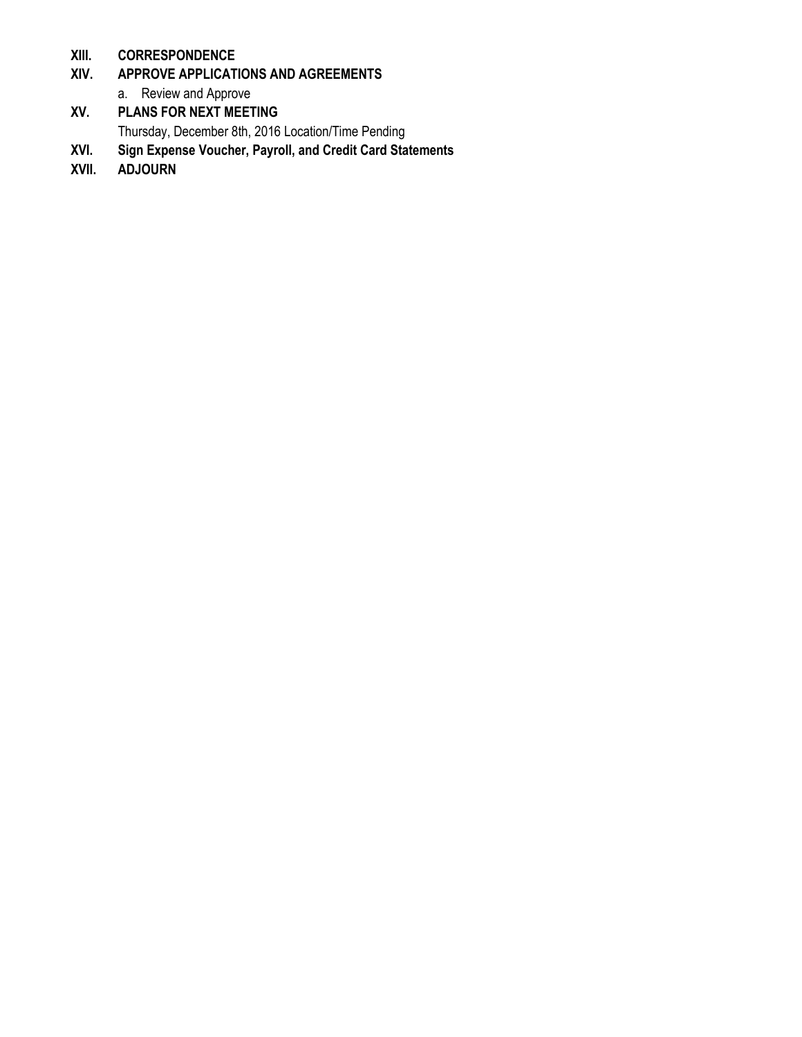**XIII. CORRESPONDENCE**

**XIV. APPROVE APPLICATIONS AND AGREEMENTS**

a. Review and Approve

**XV. PLANS FOR NEXT MEETING**

Thursday, December 8th, 2016 Location/Time Pending

**XVI. Sign Expense Voucher, Payroll, and Credit Card Statements**

**XVII. ADJOURN**